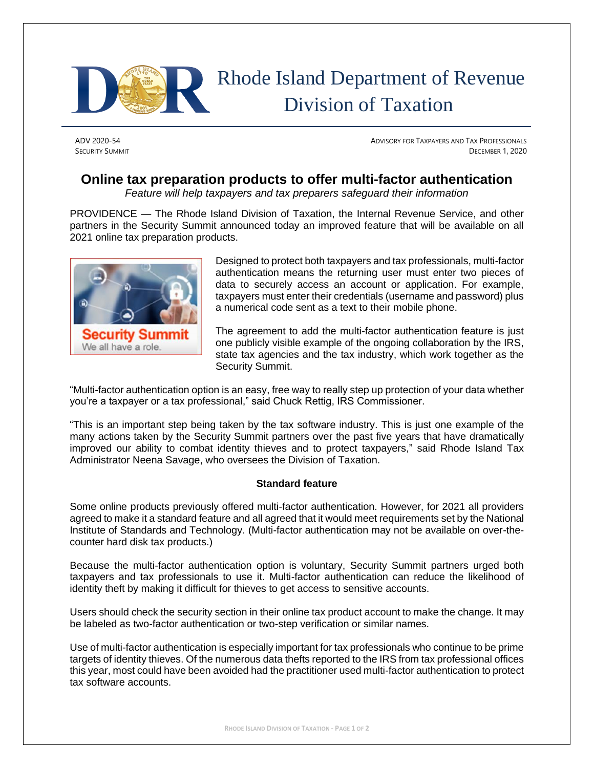# Rhode Island Department of Revenue
# Division of Taxation

ADV 2020-54
SECURITY SUMMIT

ADVISORY FOR TAXPAYERS AND TAX PROFESSIONALS
DECEMBER 1, 2020

## Online tax preparation products to offer multi-factor authentication

*Feature will help taxpayers and tax preparers safeguard their information*

PROVIDENCE — The Rhode Island Division of Taxation, the Internal Revenue Service, and other partners in the Security Summit announced today an improved feature that will be available on all 2021 online tax preparation products.

Designed to protect both taxpayers and tax professionals, multi-factor authentication means the returning user must enter two pieces of data to securely access an account or application. For example, taxpayers must enter their credentials (username and password) plus a numerical code sent as a text to their mobile phone.

The agreement to add the multi-factor authentication feature is just one publicly visible example of the ongoing collaboration by the IRS, state tax agencies and the tax industry, which work together as the Security Summit.

"Multi-factor authentication option is an easy, free way to really step up protection of your data whether you're a taxpayer or a tax professional," said Chuck Rettig, IRS Commissioner.

"This is an important step being taken by the tax software industry. This is just one example of the many actions taken by the Security Summit partners over the past five years that have dramatically improved our ability to combat identity thieves and to protect taxpayers," said Rhode Island Tax Administrator Neena Savage, who oversees the Division of Taxation.

### Standard feature

Some online products previously offered multi-factor authentication. However, for 2021 all providers agreed to make it a standard feature and all agreed that it would meet requirements set by the National Institute of Standards and Technology. (Multi-factor authentication may not be available on over-the-counter hard disk tax products.)

Because the multi-factor authentication option is voluntary, Security Summit partners urged both taxpayers and tax professionals to use it. Multi-factor authentication can reduce the likelihood of identity theft by making it difficult for thieves to get access to sensitive accounts.

Users should check the security section in their online tax product account to make the change. It may be labeled as two-factor authentication or two-step verification or similar names.

Use of multi-factor authentication is especially important for tax professionals who continue to be prime targets of identity thieves. Of the numerous data thefts reported to the IRS from tax professional offices this year, most could have been avoided had the practitioner used multi-factor authentication to protect tax software accounts.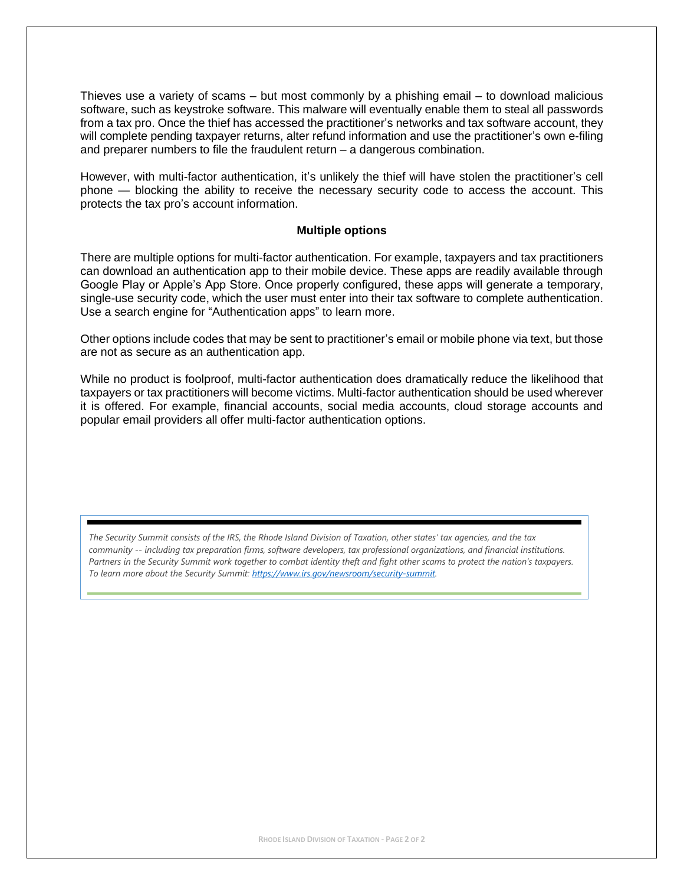Thieves use a variety of scams – but most commonly by a phishing email – to download malicious software, such as keystroke software. This malware will eventually enable them to steal all passwords from a tax pro. Once the thief has accessed the practitioner's networks and tax software account, they will complete pending taxpayer returns, alter refund information and use the practitioner's own e-filing and preparer numbers to file the fraudulent return – a dangerous combination.

However, with multi-factor authentication, it's unlikely the thief will have stolen the practitioner's cell phone — blocking the ability to receive the necessary security code to access the account. This protects the tax pro's account information.

**Multiple options**

There are multiple options for multi-factor authentication. For example, taxpayers and tax practitioners can download an authentication app to their mobile device. These apps are readily available through Google Play or Apple's App Store. Once properly configured, these apps will generate a temporary, single-use security code, which the user must enter into their tax software to complete authentication. Use a search engine for "Authentication apps" to learn more.

Other options include codes that may be sent to practitioner's email or mobile phone via text, but those are not as secure as an authentication app.

While no product is foolproof, multi-factor authentication does dramatically reduce the likelihood that taxpayers or tax practitioners will become victims. Multi-factor authentication should be used wherever it is offered. For example, financial accounts, social media accounts, cloud storage accounts and popular email providers all offer multi-factor authentication options.

*The Security Summit consists of the IRS, the Rhode Island Division of Taxation, other states' tax agencies, and the tax community -- including tax preparation firms, software developers, tax professional organizations, and financial institutions. Partners in the Security Summit work together to combat identity theft and fight other scams to protect the nation's taxpayers. To learn more about the Security Summit: [https://www.irs.gov/newsroom/security-summit](https://www.irs.gov/newsroom/security-summit).*